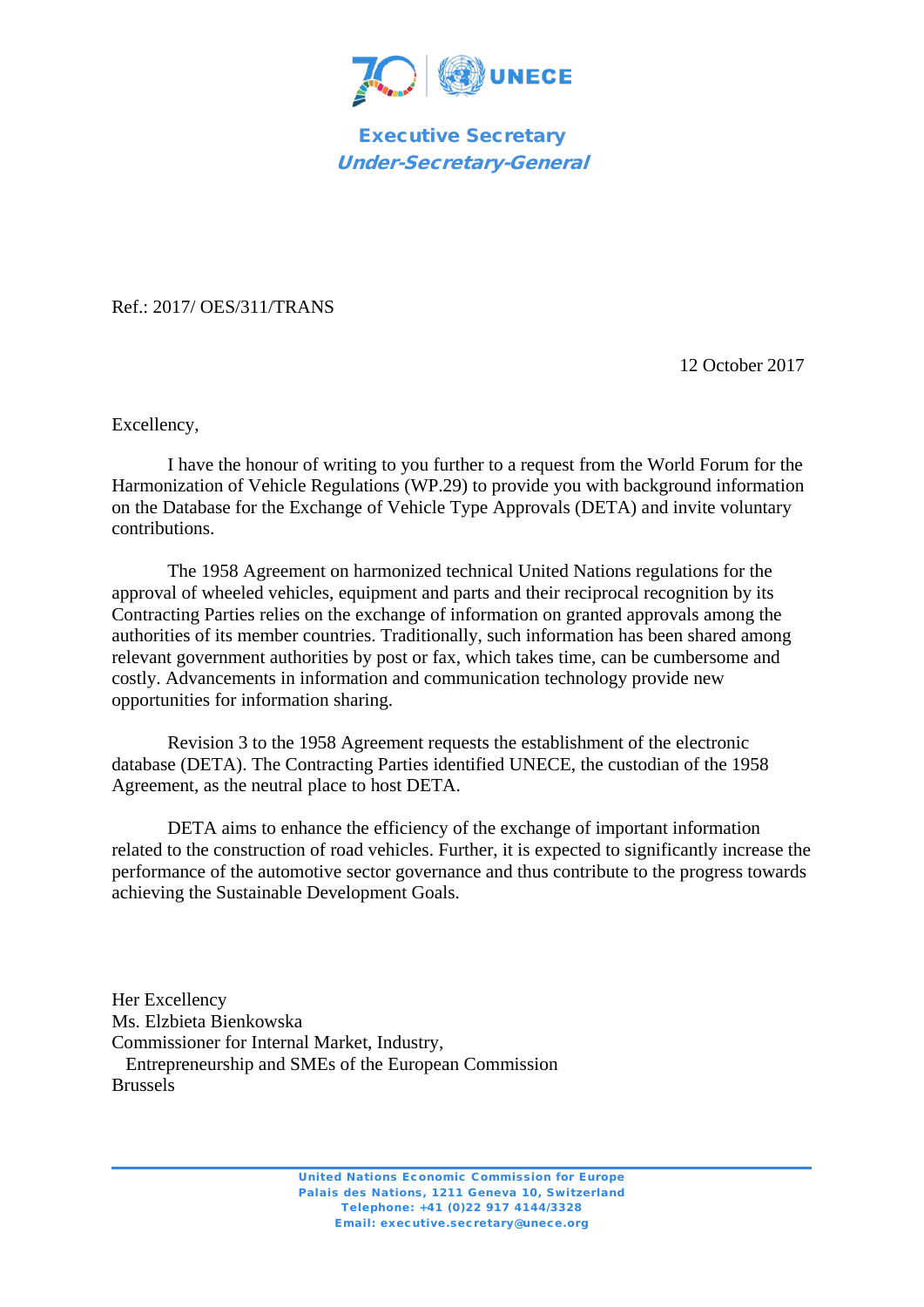UNECE

**Executive Secretary**
***Under-Secretary-General***

Ref.: 2017/ OES/311/TRANS

12 October 2017

Excellency,

I have the honour of writing to you further to a request from the World Forum for the Harmonization of Vehicle Regulations (WP.29) to provide you with background information on the Database for the Exchange of Vehicle Type Approvals (DETA) and invite voluntary contributions.

The 1958 Agreement on harmonized technical United Nations regulations for the approval of wheeled vehicles, equipment and parts and their reciprocal recognition by its Contracting Parties relies on the exchange of information on granted approvals among the authorities of its member countries. Traditionally, such information has been shared among relevant government authorities by post or fax, which takes time, can be cumbersome and costly. Advancements in information and communication technology provide new opportunities for information sharing.

Revision 3 to the 1958 Agreement requests the establishment of the electronic database (DETA). The Contracting Parties identified UNECE, the custodian of the 1958 Agreement, as the neutral place to host DETA.

DETA aims to enhance the efficiency of the exchange of important information related to the construction of road vehicles. Further, it is expected to significantly increase the performance of the automotive sector governance and thus contribute to the progress towards achieving the Sustainable Development Goals.

Her Excellency
Ms. Elzbieta Bienkowska
Commissioner for Internal Market, Industry,
Entrepreneurship and SMEs of the European Commission
Brussels

United Nations Economic Commission for Europe
Palais des Nations, 1211 Geneva 10, Switzerland
Telephone: +41 (0)22 917 4144/3328
Email: executive.secretary@unece.org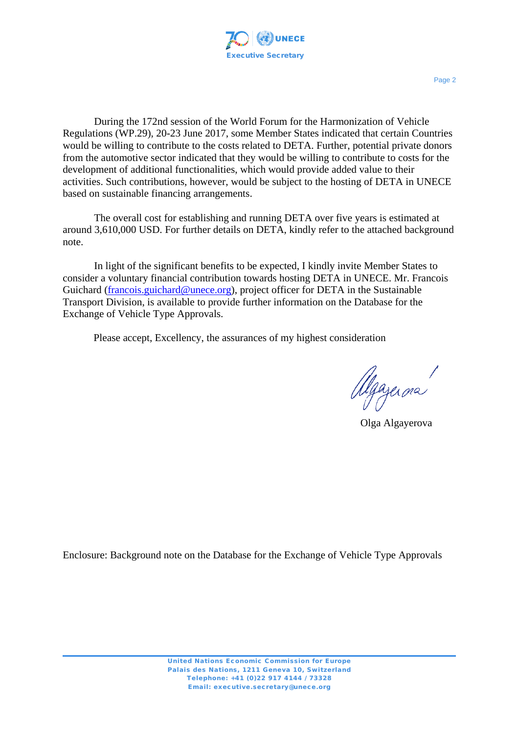During the 172nd session of the World Forum for the Harmonization of Vehicle Regulations (WP.29), 20-23 June 2017, some Member States indicated that certain Countries would be willing to contribute to the costs related to DETA. Further, potential private donors from the automotive sector indicated that they would be willing to contribute to costs for the development of additional functionalities, which would provide added value to their activities. Such contributions, however, would be subject to the hosting of DETA in UNECE based on sustainable financing arrangements.

The overall cost for establishing and running DETA over five years is estimated at around 3,610,000 USD. For further details on DETA, kindly refer to the attached background note.

In light of the significant benefits to be expected, I kindly invite Member States to consider a voluntary financial contribution towards hosting DETA in UNECE. Mr. Francois Guichard (francois.guichard@unece.org), project officer for DETA in the Sustainable Transport Division, is available to provide further information on the Database for the Exchange of Vehicle Type Approvals.

Please accept, Excellency, the assurances of my highest consideration

Olga Algayerova

Enclosure: Background note on the Database for the Exchange of Vehicle Type Approvals